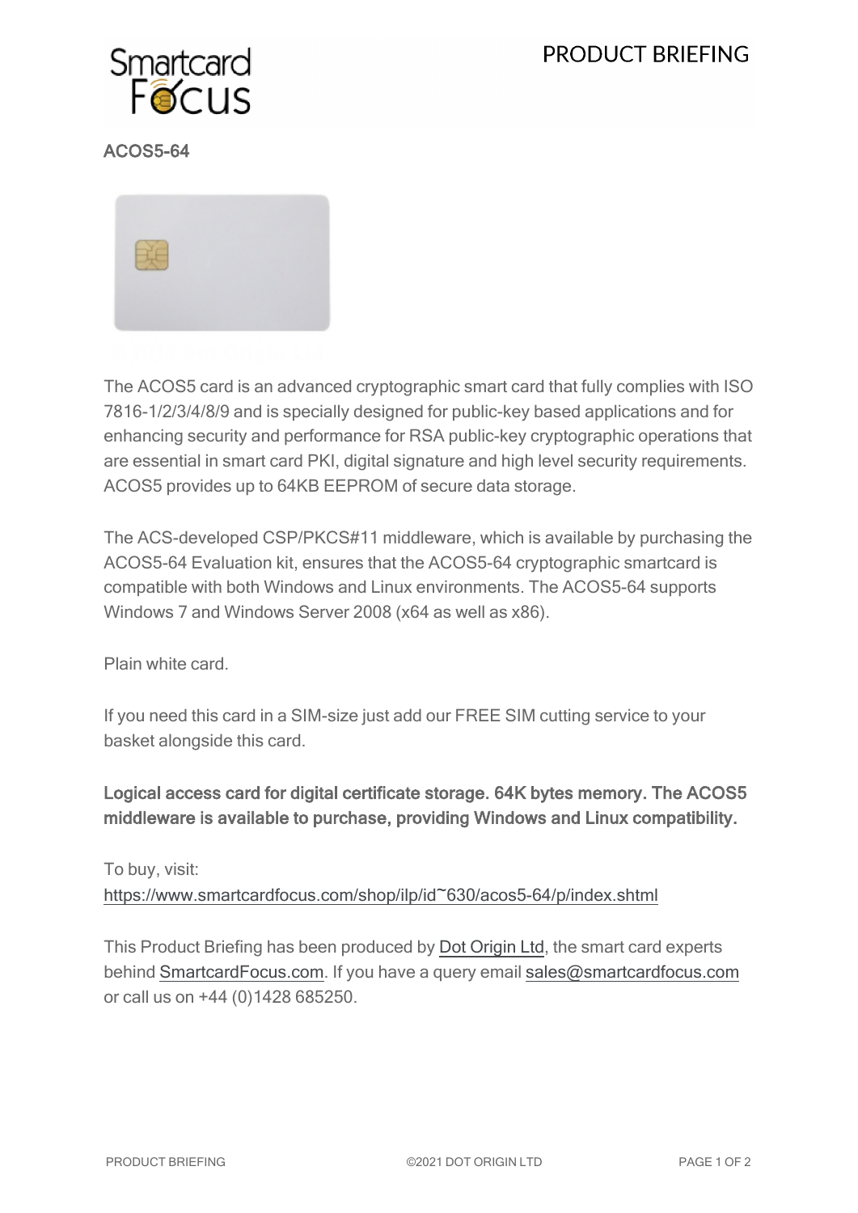# ACOS5-64

The ACOS5 card is an advanced cryptographic smart card that fully complies with ISO 7816-1/2/3/4/8/9 and is specially designed for public-key based applications and for enhancing security and performance for RSA public-key cryptographic operations that are essential in smart card PKI, digital signature and high level security requirements. ACOS5 provides up to 64KB EEPROM of secure data storage.

The ACS-developed CSP/PKCS#11 middleware, which is available by purchasing the ACOS5-64 Evaluation kit, ensures that the ACOS5-64 cryptographic smartcard is compatible with both Windows and Linux environments. The ACOS5-64 supports Windows 7 and Windows Server 2008 (x64 as well as x86).

Plain white card.

If you need this card in a SIM-size just add our FREE SIM cutting service to your basket alongside this card.

**Logical access card for digital certificate storage. 64K bytes memory. The ACOS5 middleware is available to purchase, providing Windows and Linux compatibility.**

To buy, visit:
https://www.smartcardfocus.com/shop/ilp/id~630/acos5-64/p/index.shtml

This Product Briefing has been produced by Dot Origin Ltd, the smart card experts behind SmartcardFocus.com. If you have a query email sales@smartcardfocus.com or call us on +44 (0)1428 685250.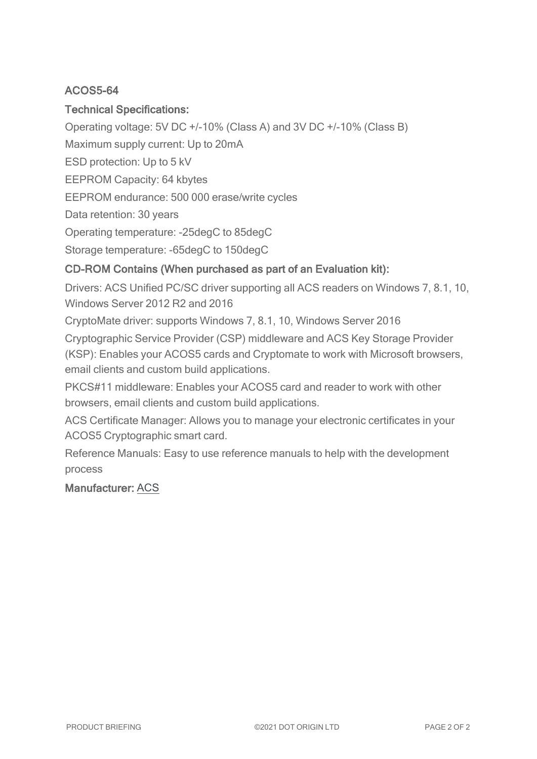## ACOS5-64

### Technical Specifications:

Operating voltage: 5V DC +/-10% (Class A) and 3V DC +/-10% (Class B)

Maximum supply current: Up to 20mA

ESD protection: Up to 5 kV

EEPROM Capacity: 64 kbytes

EEPROM endurance: 500 000 erase/write cycles

Data retention: 30 years

Operating temperature: -25degC to 85degC

Storage temperature: -65degC to 150degC

### CD-ROM Contains (When purchased as part of an Evaluation kit):

Drivers: ACS Unified PC/SC driver supporting all ACS readers on Windows 7, 8.1, 10, Windows Server 2012 R2 and 2016

CryptoMate driver: supports Windows 7, 8.1, 10, Windows Server 2016

Cryptographic Service Provider (CSP) middleware and ACS Key Storage Provider (KSP): Enables your ACOS5 cards and Cryptomate to work with Microsoft browsers, email clients and custom build applications.

PKCS#11 middleware: Enables your ACOS5 card and reader to work with other browsers, email clients and custom build applications.

ACS Certificate Manager: Allows you to manage your electronic certificates in your ACOS5 Cryptographic smart card.

Reference Manuals: Easy to use reference manuals to help with the development process

**Manufacturer:** ACS